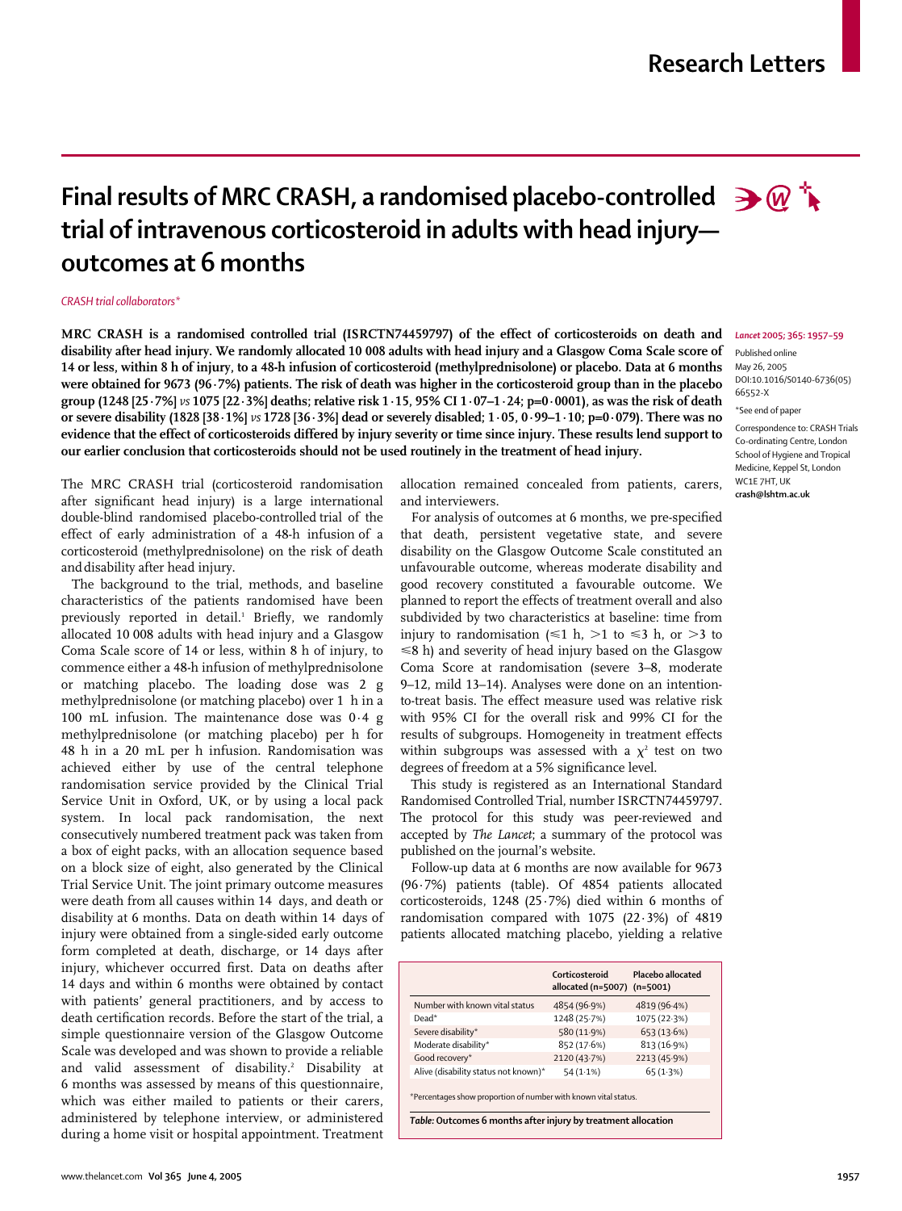# Final results of MRC CRASH, a randomised placebo-controlled trial of intravenous corticosteroid in adults with head injury—outcomes at 6 months

*CRASH trial collaborators**

**MRC CRASH is a randomised controlled trial (ISRCTN74459797) of the effect of corticosteroids on death and disability after head injury. We randomly allocated 10 008 adults with head injury and a Glasgow Coma Scale score of 14 or less, within 8 h of injury, to a 48-h infusion of corticosteroid (methylprednisolone) or placebo. Data at 6 months were obtained for 9673 (96·7%) patients. The risk of death was higher in the corticosteroid group than in the placebo group (1248 [25·7%] *vs* 1075 [22·3%] deaths; relative risk 1·15, 95% CI 1·07–1·24; p=0·0001), as was the risk of death or severe disability (1828 [38·1%] *vs* 1728 [36·3%] dead or severely disabled; 1·05, 0·99–1·10; p=0·079). There was no evidence that the effect of corticosteroids differed by injury severity or time since injury. These results lend support to our earlier conclusion that corticosteroids should not be used routinely in the treatment of head injury.**

*Lancet* 2005; 365: 1957–59

Published online May 26, 2005 DOI:10.1016/S0140-6736(05)66552-X

*See end of paper

Correspondence to: CRASH Trials Co-ordinating Centre, London School of Hygiene and Tropical Medicine, Keppel St, London WC1E 7HT, UK **crash@lshtm.ac.uk**

The MRC CRASH trial (corticosteroid randomisation after significant head injury) is a large international double-blind randomised placebo-controlled trial of the effect of early administration of a 48-h infusion of a corticosteroid (methylprednisolone) on the risk of death and disability after head injury.

The background to the trial, methods, and baseline characteristics of the patients randomised have been previously reported in detail.[1] Briefly, we randomly allocated 10 008 adults with head injury and a Glasgow Coma Scale score of 14 or less, within 8 h of injury, to commence either a 48-h infusion of methylprednisolone or matching placebo. The loading dose was 2 g methylprednisolone (or matching placebo) over 1 h in a 100 mL infusion. The maintenance dose was 0·4 g methylprednisolone (or matching placebo) per h for 48 h in a 20 mL per h infusion. Randomisation was achieved either by use of the central telephone randomisation service provided by the Clinical Trial Service Unit in Oxford, UK, or by using a local pack system. In local pack randomisation, the next consecutively numbered treatment pack was taken from a box of eight packs, with an allocation sequence based on a block size of eight, also generated by the Clinical Trial Service Unit. The joint primary outcome measures were death from all causes within 14 days, and death or disability at 6 months. Data on death within 14 days of injury were obtained from a single-sided early outcome form completed at death, discharge, or 14 days after injury, whichever occurred first. Data on deaths after 14 days and within 6 months were obtained by contact with patients' general practitioners, and by access to death certification records. Before the start of the trial, a simple questionnaire version of the Glasgow Outcome Scale was developed and was shown to provide a reliable and valid assessment of disability.[2] Disability at 6 months was assessed by means of this questionnaire, which was either mailed to patients or their carers, administered by telephone interview, or administered during a home visit or hospital appointment. Treatment allocation remained concealed from patients, carers, and interviewers.

For analysis of outcomes at 6 months, we pre-specified that death, persistent vegetative state, and severe disability on the Glasgow Outcome Scale constituted an unfavourable outcome, whereas moderate disability and good recovery constituted a favourable outcome. We planned to report the effects of treatment overall and also subdivided by two characteristics at baseline: time from injury to randomisation (≤1 h, >1 to ≤3 h, or >3 to ≤8 h) and severity of head injury based on the Glasgow Coma Score at randomisation (severe 3–8, moderate 9–12, mild 13–14). Analyses were done on an intention-to-treat basis. The effect measure used was relative risk with 95% CI for the overall risk and 99% CI for the results of subgroups. Homogeneity in treatment effects within subgroups was assessed with a $\chi^2$ test on two degrees of freedom at a 5% significance level.

This study is registered as an International Standard Randomised Controlled Trial, number ISRCTN74459797. The protocol for this study was peer-reviewed and accepted by *The Lancet*; a summary of the protocol was published on the journal's website.

Follow-up data at 6 months are now available for 9673 (96·7%) patients (table). Of 4854 patients allocated corticosteroids, 1248 (25·7%) died within 6 months of randomisation compared with 1075 (22·3%) of 4819 patients allocated matching placebo, yielding a relative

| | Corticosteroid allocated (n=5007) | Placebo allocated (n=5001) |
|---|---|---|
| Number with known vital status | 4854 (96·9%) | 4819 (96·4%) |
| Dead* | 1248 (25·7%) | 1075 (22·3%) |
| Severe disability* | 580 (11·9%) | 653 (13·6%) |
| Moderate disability* | 852 (17·6%) | 813 (16·9%) |
| Good recovery* | 2120 (43·7%) | 2213 (45·9%) |
| Alive (disability status not known)* | 54 (1·1%) | 65 (1·3%) |

*Percentages show proportion of number with known vital status.

*Table:* **Outcomes 6 months after injury by treatment allocation**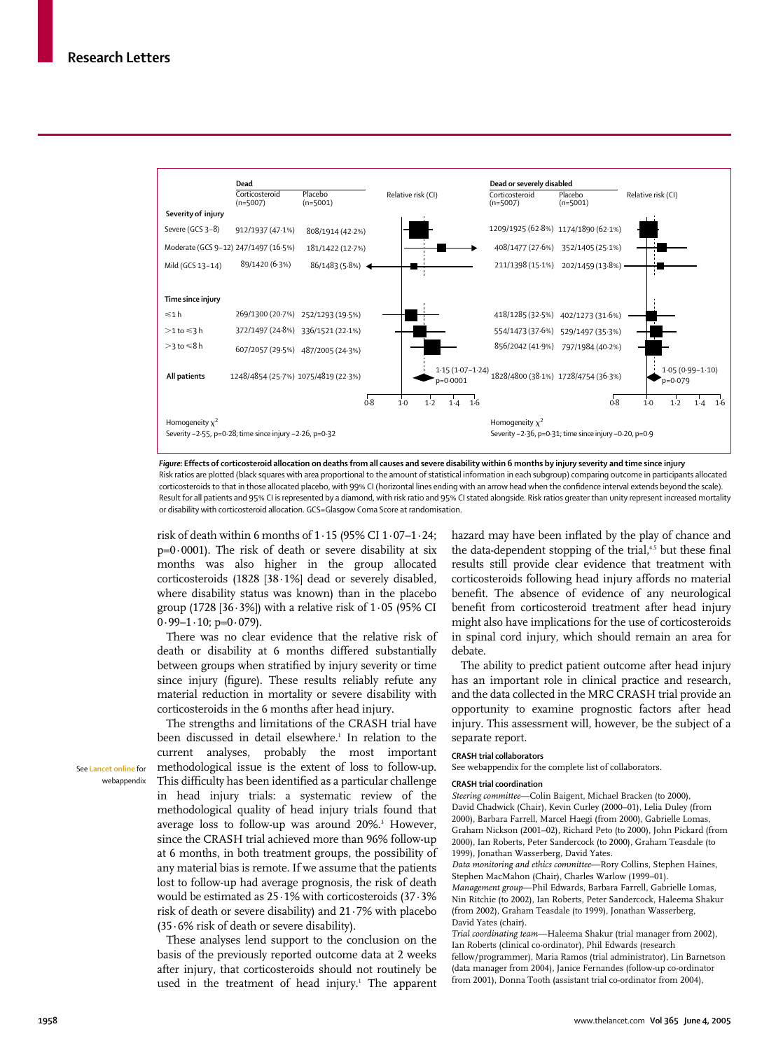| | Dead | | | Dead or severely disabled | | |
|---|---|---|---|---|---|---|
| | Corticosteroid (n=5007) | Placebo (n=5001) | Relative risk (CI) | Corticosteroid (n=5007) | Placebo (n=5001) | Relative risk (CI) |
| **Severity of injury** | | | | | | |
| Severe (GCS 3–8) | 912/1937 (47·1%) | 808/1914 (42·2%) | | 1209/1925 (62·8%) | 1174/1890 (62·1%) | |
| Moderate (GCS 9–12) | 247/1497 (16·5%) | 181/1422 (12·7%) | | 408/1477 (27·6%) | 352/1405 (25·1%) | |
| Mild (GCS 13–14) | 89/1420 (6·3%) | 86/1483 (5·8%) | | 211/1398 (15·1%) | 202/1459 (13·8%) | |
| **Time since injury** | | | | | | |
| ≤1 h | 269/1300 (20·7%) | 252/1293 (19·5%) | | 418/1285 (32·5%) | 402/1273 (31·6%) | |
| >1 to ≤3 h | 372/1497 (24·8%) | 336/1521 (22·1%) | | 554/1473 (37·6%) | 529/1497 (35·3%) | |
| >3 to ≤8 h | 607/2057 (29·5%) | 487/2005 (24·3%) | | 856/2042 (41·9%) | 797/1984 (40·2%) | |
| **All patients** | 1248/4854 (25·7%) | 1075/4819 (22·3%) | 1·15 (1·07–1·24) p=0·0001 | 1828/4800 (38·1%) | 1728/4754 (36·3%) | 1·05 (0·99–1·10) p=0·079 |

Homogeneity $\chi^2$
Severity –2·55, p=0·28; time since injury –2·26, p=0·32 (Dead)
Severity –2·36, p=0·31; time since injury –0·20, p=0·9 (Dead or severely disabled)

***Figure:*** **Effects of corticosteroid allocation on deaths from all causes and severe disability within 6 months by injury severity and time since injury**
Risk ratios are plotted (black squares with area proportional to the amount of statistical information in each subgroup) comparing outcome in participants allocated corticosteroids to that in those allocated placebo, with 99% CI (horizontal lines ending with an arrow head when the confidence interval extends beyond the scale). Result for all patients and 95% CI is represented by a diamond, with risk ratio and 95% CI stated alongside. Risk ratios greater than unity represent increased mortality or disability with corticosteroid allocation. GCS=Glasgow Coma Score at randomisation.

risk of death within 6 months of 1·15 (95% CI 1·07–1·24; p=0·0001). The risk of death or severe disability at six months was also higher in the group allocated corticosteroids (1828 [38·1%] dead or severely disabled, where disability status was known) than in the placebo group (1728 [36·3%]) with a relative risk of 1·05 (95% CI 0·99–1·10; p=0·079).

There was no clear evidence that the relative risk of death or disability at 6 months differed substantially between groups when stratified by injury severity or time since injury (figure). These results reliably refute any material reduction in mortality or severe disability with corticosteroids in the 6 months after head injury.

The strengths and limitations of the CRASH trial have been discussed in detail elsewhere.[1] In relation to the current analyses, probably the most important methodological issue is the extent of loss to follow-up. This difficulty has been identified as a particular challenge in head injury trials: a systematic review of the methodological quality of head injury trials found that average loss to follow-up was around 20%.[3] However, since the CRASH trial achieved more than 96% follow-up at 6 months, in both treatment groups, the possibility of any material bias is remote. If we assume that the patients lost to follow-up had average prognosis, the risk of death would be estimated as 25·1% with corticosteroids (37·3% risk of death or severe disability) and 21·7% with placebo (35·6% risk of death or severe disability).

See Lancet online for webappendix

These analyses lend support to the conclusion on the basis of the previously reported outcome data at 2 weeks after injury, that corticosteroids should not routinely be used in the treatment of head injury.[1] The apparent hazard may have been inflated by the play of chance and the data-dependent stopping of the trial,[4,5] but these final results still provide clear evidence that treatment with corticosteroids following head injury affords no material benefit. The absence of evidence of any neurological benefit from corticosteroid treatment after head injury might also have implications for the use of corticosteroids in spinal cord injury, which should remain an area for debate.

The ability to predict patient outcome after head injury has an important role in clinical practice and research, and the data collected in the MRC CRASH trial provide an opportunity to examine prognostic factors after head injury. This assessment will, however, be the subject of a separate report.

**CRASH trial collaborators**

See webappendix for the complete list of collaborators.

**CRASH trial coordination**

*Steering committee*—Colin Baigent, Michael Bracken (to 2000), David Chadwick (Chair), Kevin Curley (2000–01), Lelia Duley (from 2000), Barbara Farrell, Marcel Haegi (from 2000), Gabrielle Lomas, Graham Nickson (2001–02), Richard Peto (to 2000), John Pickard (from 2000), Ian Roberts, Peter Sandercock (to 2000), Graham Teasdale (to 1999), Jonathan Wasserberg, David Yates.

*Data monitoring and ethics committee*—Rory Collins, Stephen Haines, Stephen MacMahon (Chair), Charles Warlow (1999–01).

*Management group*—Phil Edwards, Barbara Farrell, Gabrielle Lomas, Nin Ritchie (to 2002), Ian Roberts, Peter Sandercock, Haleema Shakur (from 2002), Graham Teasdale (to 1999), Jonathan Wasserberg, David Yates (chair).

*Trial coordinating team*—Haleema Shakur (trial manager from 2002), Ian Roberts (clinical co-ordinator), Phil Edwards (research fellow/programmer), Maria Ramos (trial administrator), Lin Barnetson (data manager from 2004), Janice Fernandes (follow-up co-ordinator from 2001), Donna Tooth (assistant trial co-ordinator from 2004),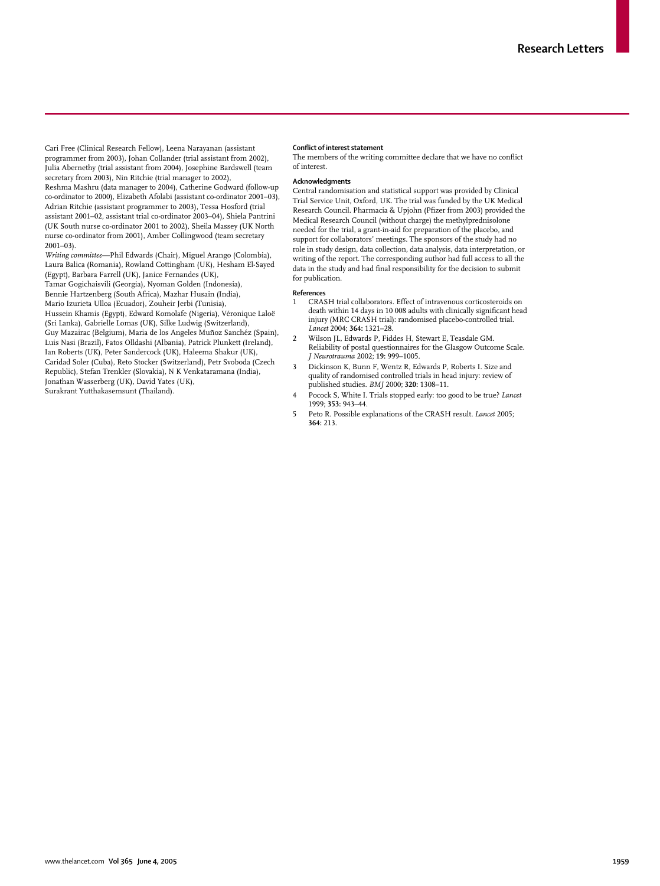Cari Free (Clinical Research Fellow), Leena Narayanan (assistant programmer from 2003), Johan Collander (trial assistant from 2002), Julia Abernethy (trial assistant from 2004), Josephine Bardswell (team secretary from 2003), Nin Ritchie (trial manager to 2002), Reshma Mashru (data manager to 2004), Catherine Godward (follow-up co-ordinator to 2000), Elizabeth Afolabi (assistant co-ordinator 2001–03), Adrian Ritchie (assistant programmer to 2003), Tessa Hosford (trial assistant 2001–02, assistant trial co-ordinator 2003–04), Shiela Pantrini (UK South nurse co-ordinator 2001 to 2002), Sheila Massey (UK North nurse co-ordinator from 2001), Amber Collingwood (team secretary 2001–03).

*Writing committee*—Phil Edwards (Chair), Miguel Arango (Colombia), Laura Balica (Romania), Rowland Cottingham (UK), Hesham El-Sayed (Egypt), Barbara Farrell (UK), Janice Fernandes (UK), Tamar Gogichaisvili (Georgia), Nyoman Golden (Indonesia), Bennie Hartzenberg (South Africa), Mazhar Husain (India), Mario Izurieta Ulloa (Ecuador), Zouheir Jerbi (Tunisia), Hussein Khamis (Egypt), Edward Komolafe (Nigeria), Véronique Laloë (Sri Lanka), Gabrielle Lomas (UK), Silke Ludwig (Switzerland), Guy Mazairac (Belgium), Maria de los Angeles Muñoz Sanchéz (Spain), Luis Nasi (Brazil), Fatos Olldashi (Albania), Patrick Plunkett (Ireland), Ian Roberts (UK), Peter Sandercock (UK), Haleema Shakur (UK), Caridad Soler (Cuba), Reto Stocker (Switzerland), Petr Svoboda (Czech Republic), Stefan Trenkler (Slovakia), N K Venkataramana (India), Jonathan Wasserberg (UK), David Yates (UK), Surakrant Yutthakasemsunt (Thailand).

### Conflict of interest statement

The members of the writing committee declare that we have no conflict of interest.

### Acknowledgments

Central randomisation and statistical support was provided by Clinical Trial Service Unit, Oxford, UK. The trial was funded by the UK Medical Research Council. Pharmacia & Upjohn (Pfizer from 2003) provided the Medical Research Council (without charge) the methylprednisolone needed for the trial, a grant-in-aid for preparation of the placebo, and support for collaborators' meetings. The sponsors of the study had no role in study design, data collection, data analysis, data interpretation, or writing of the report. The corresponding author had full access to all the data in the study and had final responsibility for the decision to submit for publication.

### References

1. CRASH trial collaborators. Effect of intravenous corticosteroids on death within 14 days in 10 008 adults with clinically significant head injury (MRC CRASH trial): randomised placebo-controlled trial. *Lancet* 2004; **364:** 1321–28.
2. Wilson JL, Edwards P, Fiddes H, Stewart E, Teasdale GM. Reliability of postal questionnaires for the Glasgow Outcome Scale. *J Neurotrauma* 2002; **19:** 999–1005.
3. Dickinson K, Bunn F, Wentz R, Edwards P, Roberts I. Size and quality of randomised controlled trials in head injury: review of published studies. *BMJ* 2000; **320:** 1308–11.
4. Pocock S, White I. Trials stopped early: too good to be true? *Lancet* 1999; **353:** 943–44.
5. Peto R. Possible explanations of the CRASH result. *Lancet* 2005; **364:** 213.